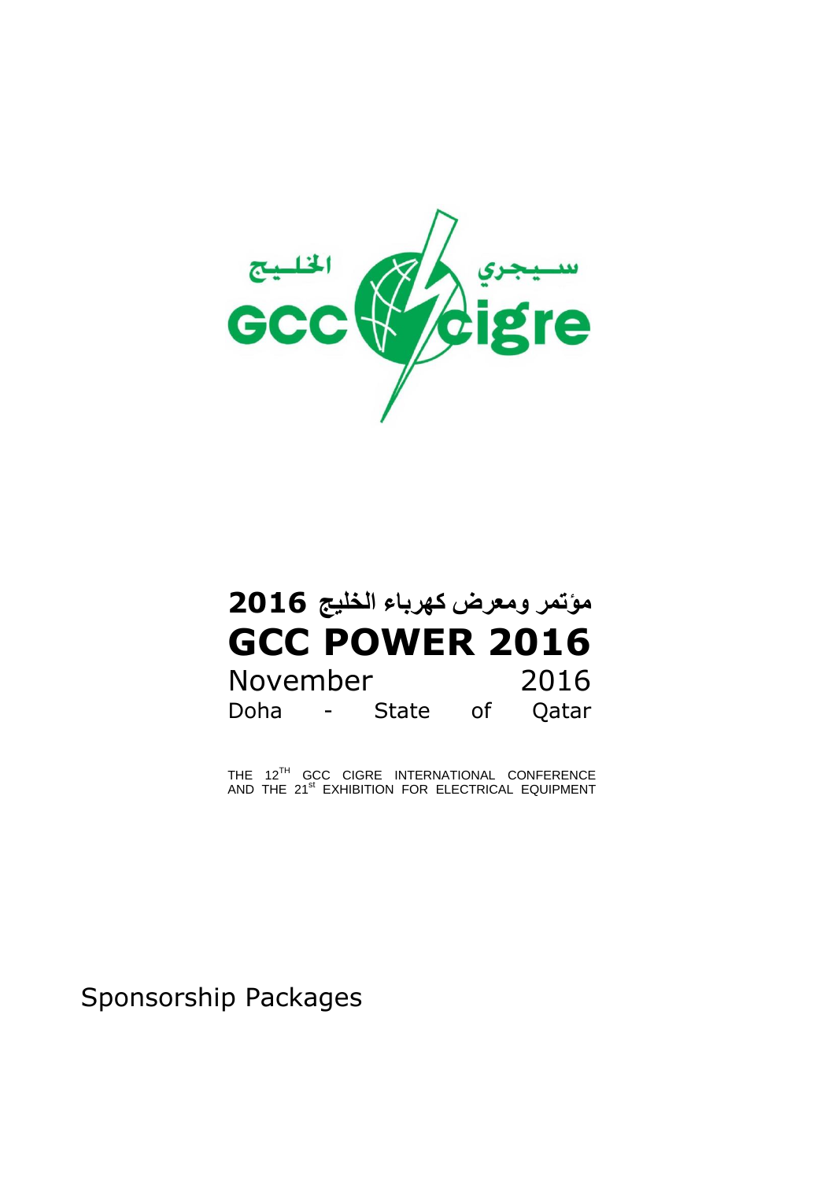الخليج سيجري

GCC cigre

# مؤتمر ومعرض كهرباء الخليج 2016

# GCC POWER 2016

November 2016

Doha - State of Qatar

THE 12TH GCC CIGRE INTERNATIONAL CONFERENCE AND THE 21st EXHIBITION FOR ELECTRICAL EQUIPMENT

Sponsorship Packages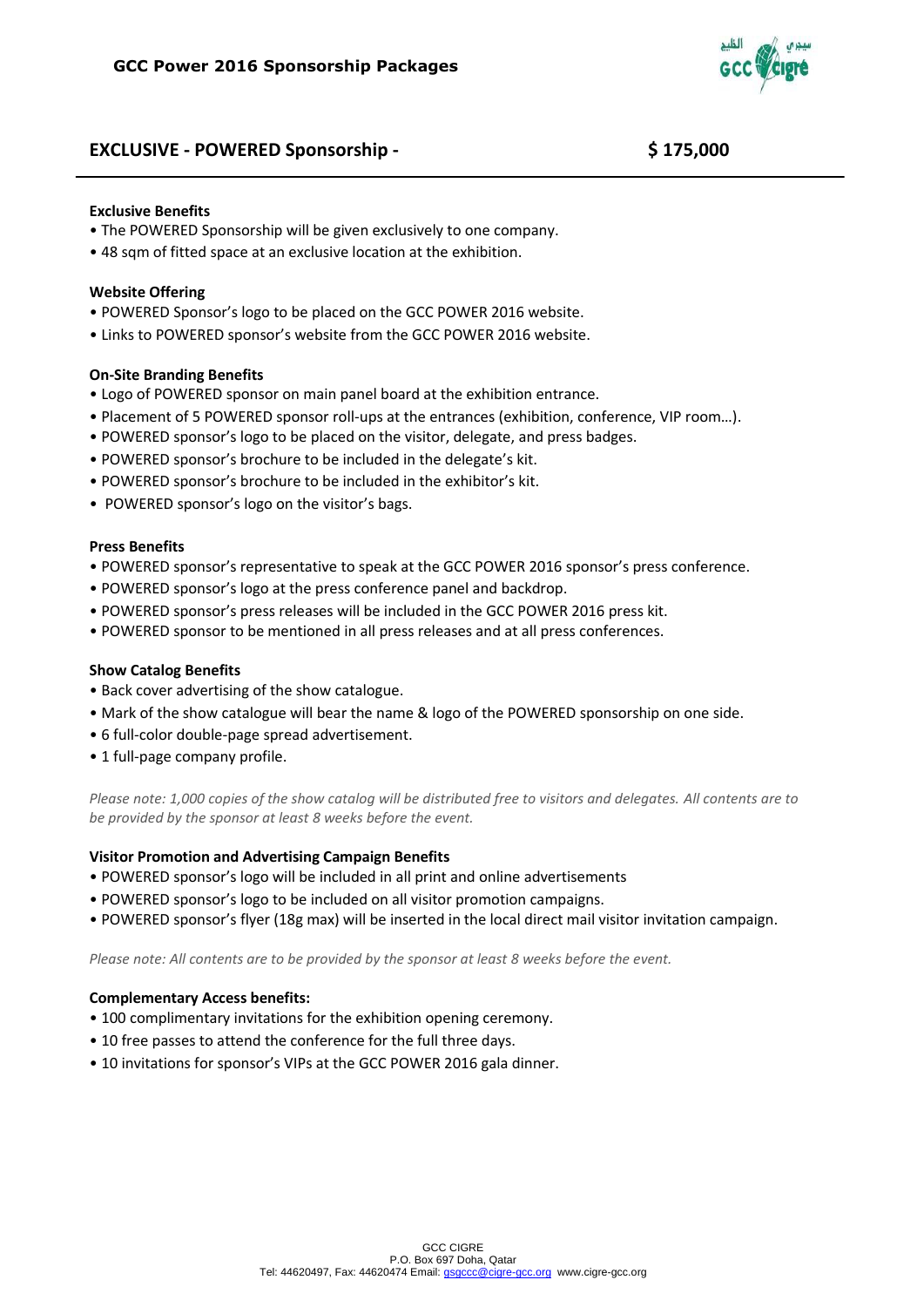## EXCLUSIVE - POWERED Sponsorship - $ 175,000

**Exclusive Benefits**

- The POWERED Sponsorship will be given exclusively to one company.
- 48 sqm of fitted space at an exclusive location at the exhibition.

**Website Offering**

- POWERED Sponsor's logo to be placed on the GCC POWER 2016 website.
- Links to POWERED sponsor's website from the GCC POWER 2016 website.

**On-Site Branding Benefits**

- Logo of POWERED sponsor on main panel board at the exhibition entrance.
- Placement of 5 POWERED sponsor roll-ups at the entrances (exhibition, conference, VIP room…).
- POWERED sponsor's logo to be placed on the visitor, delegate, and press badges.
- POWERED sponsor's brochure to be included in the delegate's kit.
- POWERED sponsor's brochure to be included in the exhibitor's kit.
- POWERED sponsor's logo on the visitor's bags.

**Press Benefits**

- POWERED sponsor's representative to speak at the GCC POWER 2016 sponsor's press conference.
- POWERED sponsor's logo at the press conference panel and backdrop.
- POWERED sponsor's press releases will be included in the GCC POWER 2016 press kit.
- POWERED sponsor to be mentioned in all press releases and at all press conferences.

**Show Catalog Benefits**

- Back cover advertising of the show catalogue.
- Mark of the show catalogue will bear the name & logo of the POWERED sponsorship on one side.
- 6 full-color double-page spread advertisement.
- 1 full-page company profile.

*Please note: 1,000 copies of the show catalog will be distributed free to visitors and delegates. All contents are to be provided by the sponsor at least 8 weeks before the event.*

**Visitor Promotion and Advertising Campaign Benefits**

- POWERED sponsor's logo will be included in all print and online advertisements
- POWERED sponsor's logo to be included on all visitor promotion campaigns.
- POWERED sponsor's flyer (18g max) will be inserted in the local direct mail visitor invitation campaign.

*Please note: All contents are to be provided by the sponsor at least 8 weeks before the event.*

**Complementary Access benefits:**

- 100 complimentary invitations for the exhibition opening ceremony.
- 10 free passes to attend the conference for the full three days.
- 10 invitations for sponsor's VIPs at the GCC POWER 2016 gala dinner.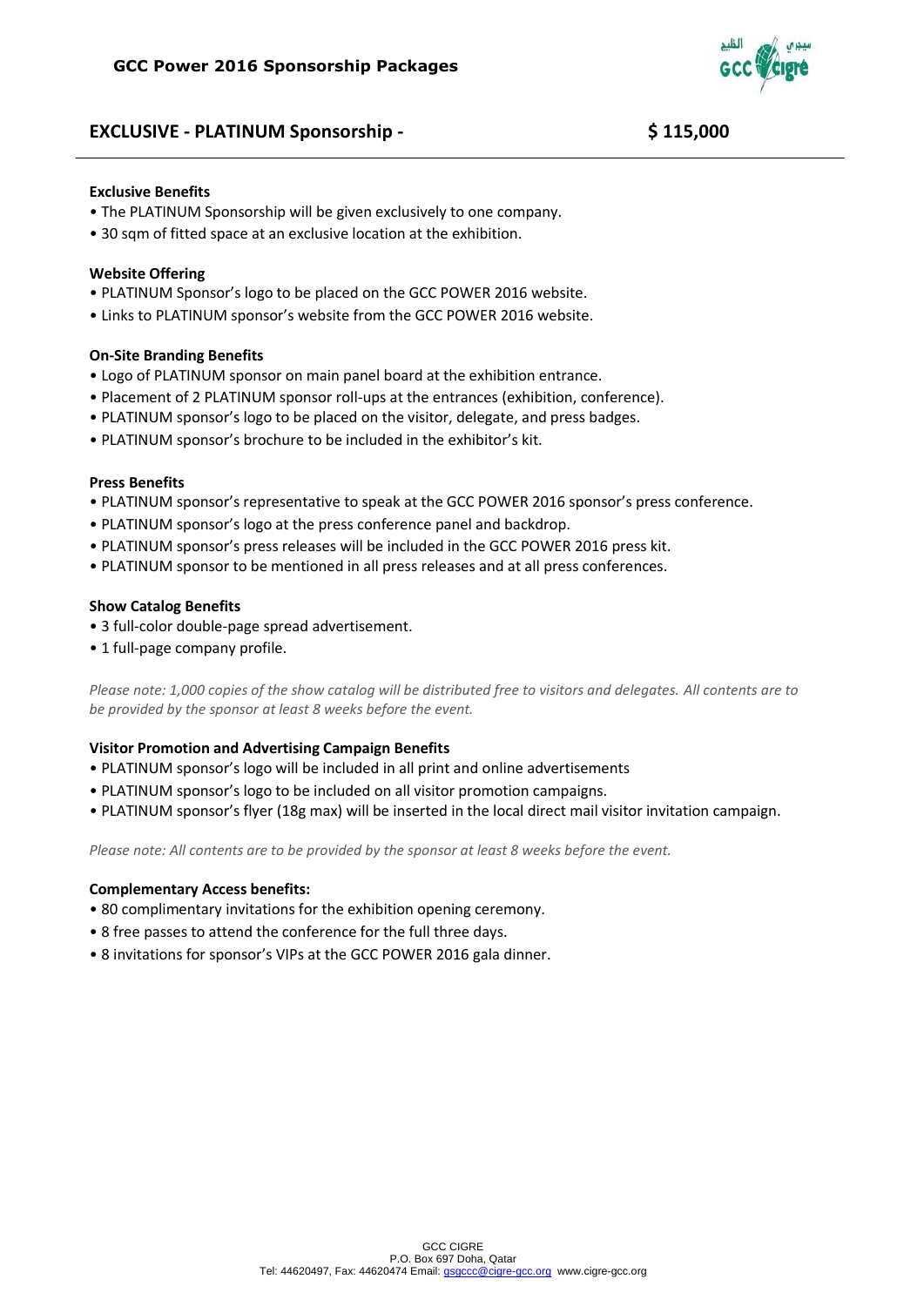## GCC Power 2016 Sponsorship Packages

## EXCLUSIVE - PLATINUM Sponsorship - $ 115,000

**Exclusive Benefits**

- The PLATINUM Sponsorship will be given exclusively to one company.
- 30 sqm of fitted space at an exclusive location at the exhibition.

**Website Offering**

- PLATINUM Sponsor's logo to be placed on the GCC POWER 2016 website.
- Links to PLATINUM sponsor's website from the GCC POWER 2016 website.

**On-Site Branding Benefits**

- Logo of PLATINUM sponsor on main panel board at the exhibition entrance.
- Placement of 2 PLATINUM sponsor roll-ups at the entrances (exhibition, conference).
- PLATINUM sponsor's logo to be placed on the visitor, delegate, and press badges.
- PLATINUM sponsor's brochure to be included in the exhibitor's kit.

**Press Benefits**

- PLATINUM sponsor's representative to speak at the GCC POWER 2016 sponsor's press conference.
- PLATINUM sponsor's logo at the press conference panel and backdrop.
- PLATINUM sponsor's press releases will be included in the GCC POWER 2016 press kit.
- PLATINUM sponsor to be mentioned in all press releases and at all press conferences.

**Show Catalog Benefits**

- 3 full-color double-page spread advertisement.
- 1 full-page company profile.

*Please note: 1,000 copies of the show catalog will be distributed free to visitors and delegates. All contents are to be provided by the sponsor at least 8 weeks before the event.*

**Visitor Promotion and Advertising Campaign Benefits**

- PLATINUM sponsor's logo will be included in all print and online advertisements
- PLATINUM sponsor's logo to be included on all visitor promotion campaigns.
- PLATINUM sponsor's flyer (18g max) will be inserted in the local direct mail visitor invitation campaign.

*Please note: All contents are to be provided by the sponsor at least 8 weeks before the event.*

**Complementary Access benefits:**

- 80 complimentary invitations for the exhibition opening ceremony.
- 8 free passes to attend the conference for the full three days.
- 8 invitations for sponsor's VIPs at the GCC POWER 2016 gala dinner.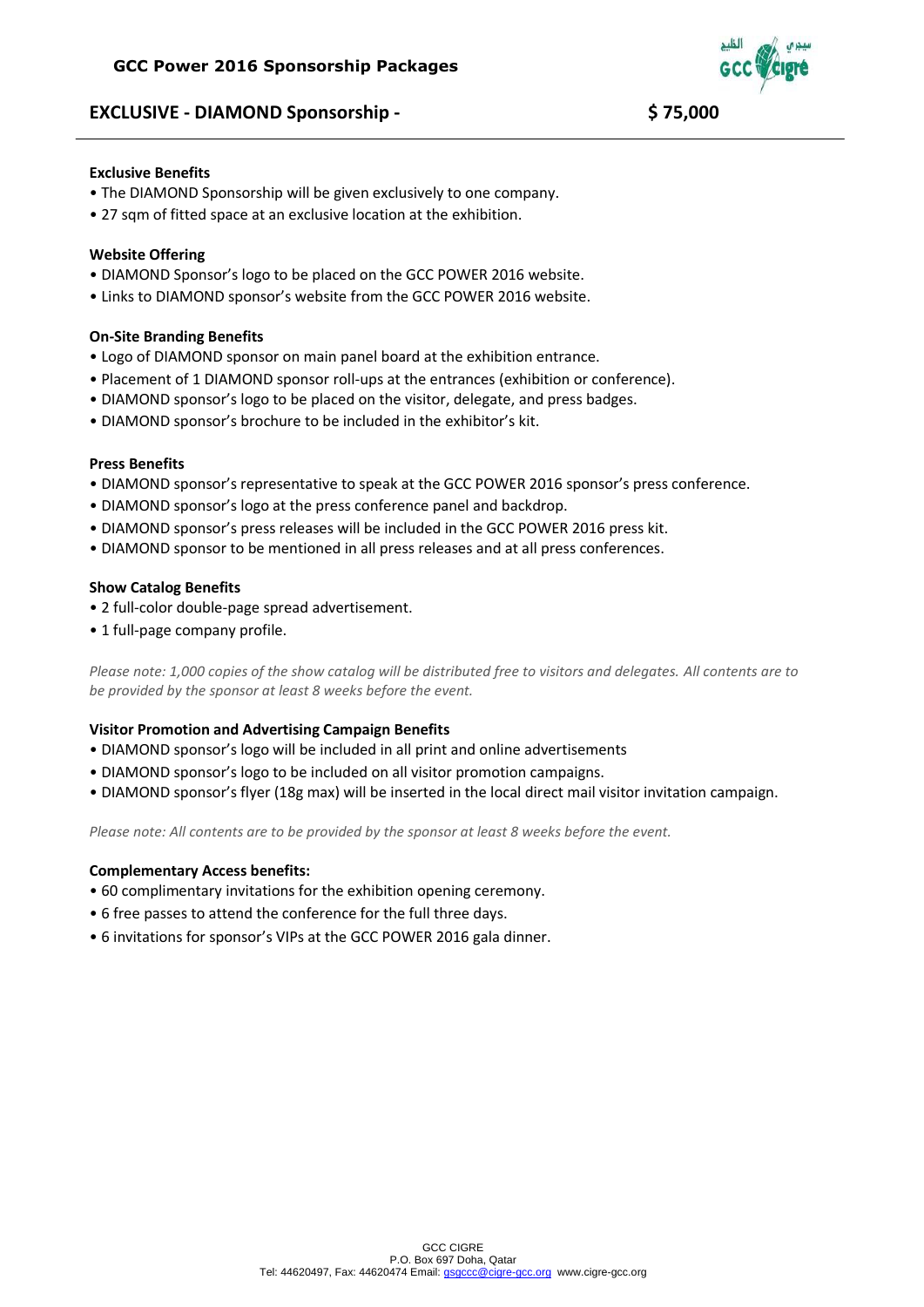## GCC Power 2016 Sponsorship Packages

## EXCLUSIVE - DIAMOND Sponsorship - $ 75,000

**Exclusive Benefits**

- The DIAMOND Sponsorship will be given exclusively to one company.
- 27 sqm of fitted space at an exclusive location at the exhibition.

**Website Offering**

- DIAMOND Sponsor's logo to be placed on the GCC POWER 2016 website.
- Links to DIAMOND sponsor's website from the GCC POWER 2016 website.

**On-Site Branding Benefits**

- Logo of DIAMOND sponsor on main panel board at the exhibition entrance.
- Placement of 1 DIAMOND sponsor roll-ups at the entrances (exhibition or conference).
- DIAMOND sponsor's logo to be placed on the visitor, delegate, and press badges.
- DIAMOND sponsor's brochure to be included in the exhibitor's kit.

**Press Benefits**

- DIAMOND sponsor's representative to speak at the GCC POWER 2016 sponsor's press conference.
- DIAMOND sponsor's logo at the press conference panel and backdrop.
- DIAMOND sponsor's press releases will be included in the GCC POWER 2016 press kit.
- DIAMOND sponsor to be mentioned in all press releases and at all press conferences.

**Show Catalog Benefits**

- 2 full-color double-page spread advertisement.
- 1 full-page company profile.

*Please note: 1,000 copies of the show catalog will be distributed free to visitors and delegates. All contents are to be provided by the sponsor at least 8 weeks before the event.*

**Visitor Promotion and Advertising Campaign Benefits**

- DIAMOND sponsor's logo will be included in all print and online advertisements
- DIAMOND sponsor's logo to be included on all visitor promotion campaigns.
- DIAMOND sponsor's flyer (18g max) will be inserted in the local direct mail visitor invitation campaign.

*Please note: All contents are to be provided by the sponsor at least 8 weeks before the event.*

**Complementary Access benefits:**

- 60 complimentary invitations for the exhibition opening ceremony.
- 6 free passes to attend the conference for the full three days.
- 6 invitations for sponsor's VIPs at the GCC POWER 2016 gala dinner.

GCC CIGRE
P.O. Box 697 Doha, Qatar
Tel: 44620497, Fax: 44620474 Email: gsgccc@cigre-gcc.org www.cigre-gcc.org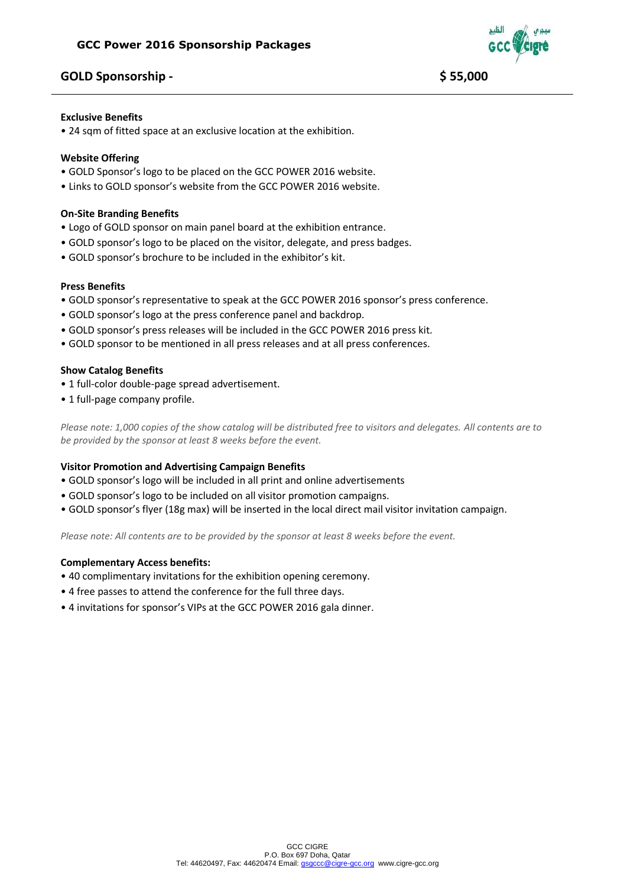# GCC Power 2016 Sponsorship Packages

## GOLD Sponsorship - $ 55,000

**Exclusive Benefits**

- 24 sqm of fitted space at an exclusive location at the exhibition.

**Website Offering**

- GOLD Sponsor's logo to be placed on the GCC POWER 2016 website.
- Links to GOLD sponsor's website from the GCC POWER 2016 website.

**On-Site Branding Benefits**

- Logo of GOLD sponsor on main panel board at the exhibition entrance.
- GOLD sponsor's logo to be placed on the visitor, delegate, and press badges.
- GOLD sponsor's brochure to be included in the exhibitor's kit.

**Press Benefits**

- GOLD sponsor's representative to speak at the GCC POWER 2016 sponsor's press conference.
- GOLD sponsor's logo at the press conference panel and backdrop.
- GOLD sponsor's press releases will be included in the GCC POWER 2016 press kit.
- GOLD sponsor to be mentioned in all press releases and at all press conferences.

**Show Catalog Benefits**

- 1 full-color double-page spread advertisement.
- 1 full-page company profile.

*Please note: 1,000 copies of the show catalog will be distributed free to visitors and delegates. All contents are to be provided by the sponsor at least 8 weeks before the event.*

**Visitor Promotion and Advertising Campaign Benefits**

- GOLD sponsor's logo will be included in all print and online advertisements
- GOLD sponsor's logo to be included on all visitor promotion campaigns.
- GOLD sponsor's flyer (18g max) will be inserted in the local direct mail visitor invitation campaign.

*Please note: All contents are to be provided by the sponsor at least 8 weeks before the event.*

**Complementary Access benefits:**

- 40 complimentary invitations for the exhibition opening ceremony.
- 4 free passes to attend the conference for the full three days.
- 4 invitations for sponsor's VIPs at the GCC POWER 2016 gala dinner.

GCC CIGRE
P.O. Box 697 Doha, Qatar
Tel: 44620497, Fax: 44620474 Email: gsgccc@cigre-gcc.org www.cigre-gcc.org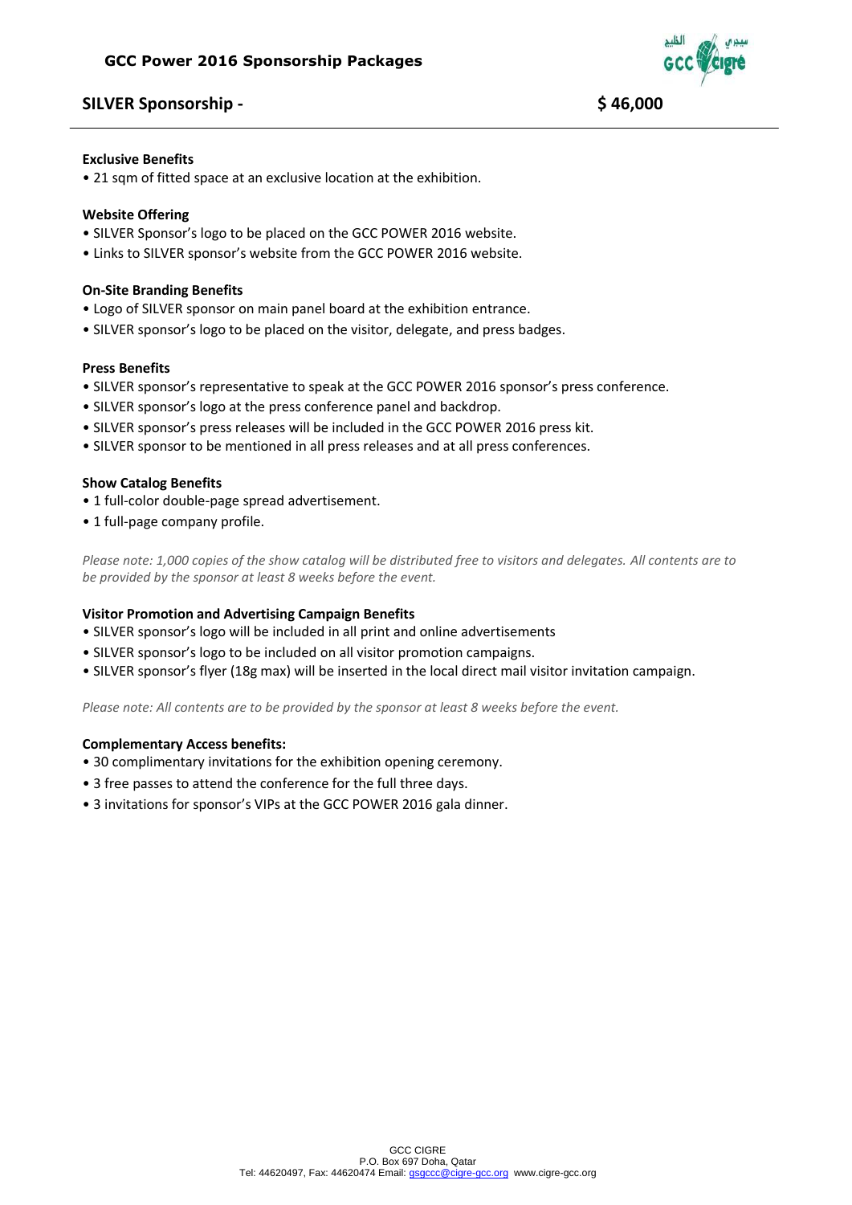## SILVER Sponsorship - $ 46,000

**Exclusive Benefits**

- 21 sqm of fitted space at an exclusive location at the exhibition.

**Website Offering**

- SILVER Sponsor's logo to be placed on the GCC POWER 2016 website.
- Links to SILVER sponsor's website from the GCC POWER 2016 website.

**On-Site Branding Benefits**

- Logo of SILVER sponsor on main panel board at the exhibition entrance.
- SILVER sponsor's logo to be placed on the visitor, delegate, and press badges.

**Press Benefits**

- SILVER sponsor's representative to speak at the GCC POWER 2016 sponsor's press conference.
- SILVER sponsor's logo at the press conference panel and backdrop.
- SILVER sponsor's press releases will be included in the GCC POWER 2016 press kit.
- SILVER sponsor to be mentioned in all press releases and at all press conferences.

**Show Catalog Benefits**

- 1 full-color double-page spread advertisement.
- 1 full-page company profile.

*Please note: 1,000 copies of the show catalog will be distributed free to visitors and delegates. All contents are to be provided by the sponsor at least 8 weeks before the event.*

**Visitor Promotion and Advertising Campaign Benefits**

- SILVER sponsor's logo will be included in all print and online advertisements
- SILVER sponsor's logo to be included on all visitor promotion campaigns.
- SILVER sponsor's flyer (18g max) will be inserted in the local direct mail visitor invitation campaign.

*Please note: All contents are to be provided by the sponsor at least 8 weeks before the event.*

**Complementary Access benefits:**

- 30 complimentary invitations for the exhibition opening ceremony.
- 3 free passes to attend the conference for the full three days.
- 3 invitations for sponsor's VIPs at the GCC POWER 2016 gala dinner.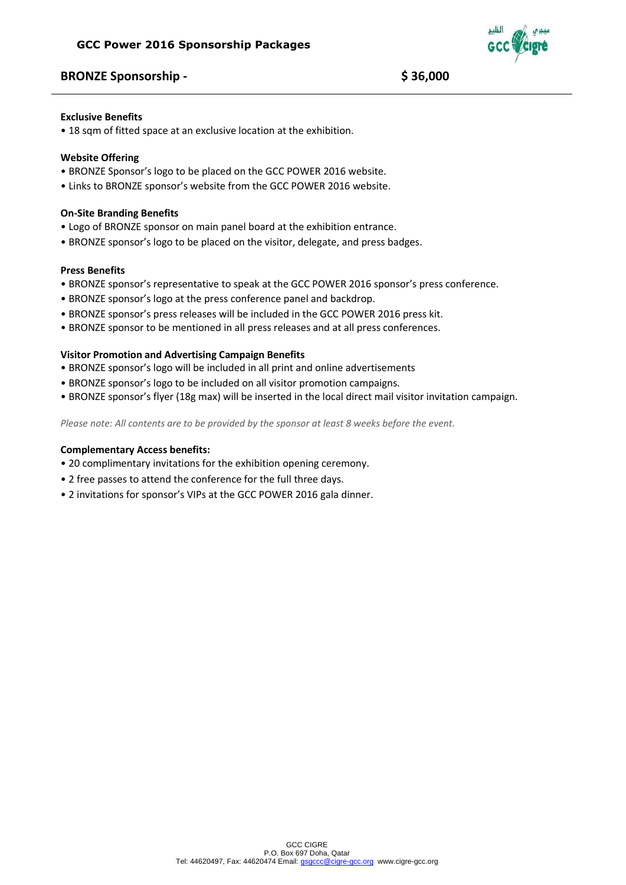# GCC Power 2016 Sponsorship Packages

## BRONZE Sponsorship - $ 36,000

**Exclusive Benefits**

- 18 sqm of fitted space at an exclusive location at the exhibition.

**Website Offering**

- BRONZE Sponsor's logo to be placed on the GCC POWER 2016 website.
- Links to BRONZE sponsor's website from the GCC POWER 2016 website.

**On-Site Branding Benefits**

- Logo of BRONZE sponsor on main panel board at the exhibition entrance.
- BRONZE sponsor's logo to be placed on the visitor, delegate, and press badges.

**Press Benefits**

- BRONZE sponsor's representative to speak at the GCC POWER 2016 sponsor's press conference.
- BRONZE sponsor's logo at the press conference panel and backdrop.
- BRONZE sponsor's press releases will be included in the GCC POWER 2016 press kit.
- BRONZE sponsor to be mentioned in all press releases and at all press conferences.

**Visitor Promotion and Advertising Campaign Benefits**

- BRONZE sponsor's logo will be included in all print and online advertisements
- BRONZE sponsor's logo to be included on all visitor promotion campaigns.
- BRONZE sponsor's flyer (18g max) will be inserted in the local direct mail visitor invitation campaign.

*Please note: All contents are to be provided by the sponsor at least 8 weeks before the event.*

**Complementary Access benefits:**

- 20 complimentary invitations for the exhibition opening ceremony.
- 2 free passes to attend the conference for the full three days.
- 2 invitations for sponsor's VIPs at the GCC POWER 2016 gala dinner.

GCC CIGRE
P.O. Box 697 Doha, Qatar
Tel: 44620497, Fax: 44620474 Email: gsgccc@cigre-gcc.org www.cigre-gcc.org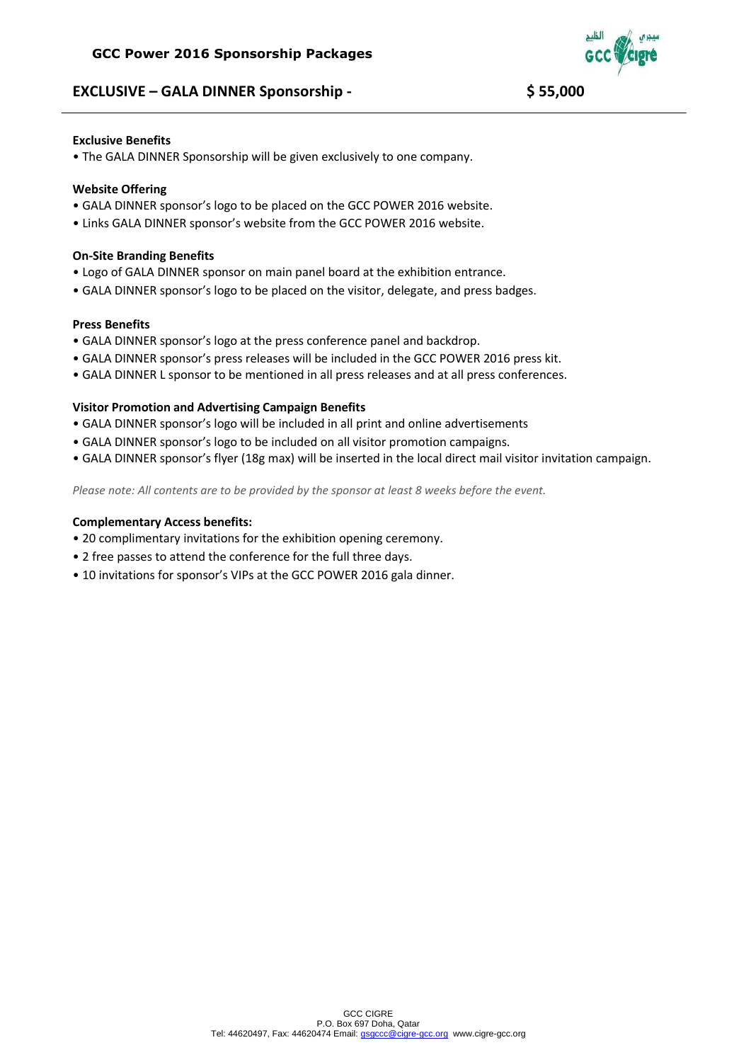# GCC Power 2016 Sponsorship Packages

## EXCLUSIVE – GALA DINNER Sponsorship - $ 55,000

**Exclusive Benefits**

• The GALA DINNER Sponsorship will be given exclusively to one company.

**Website Offering**

• GALA DINNER sponsor's logo to be placed on the GCC POWER 2016 website.
• Links GALA DINNER sponsor's website from the GCC POWER 2016 website.

**On-Site Branding Benefits**

• Logo of GALA DINNER sponsor on main panel board at the exhibition entrance.
• GALA DINNER sponsor's logo to be placed on the visitor, delegate, and press badges.

**Press Benefits**

• GALA DINNER sponsor's logo at the press conference panel and backdrop.
• GALA DINNER sponsor's press releases will be included in the GCC POWER 2016 press kit.
• GALA DINNER L sponsor to be mentioned in all press releases and at all press conferences.

**Visitor Promotion and Advertising Campaign Benefits**

• GALA DINNER sponsor's logo will be included in all print and online advertisements
• GALA DINNER sponsor's logo to be included on all visitor promotion campaigns.
• GALA DINNER sponsor's flyer (18g max) will be inserted in the local direct mail visitor invitation campaign.

*Please note: All contents are to be provided by the sponsor at least 8 weeks before the event.*

**Complementary Access benefits:**

• 20 complimentary invitations for the exhibition opening ceremony.
• 2 free passes to attend the conference for the full three days.
• 10 invitations for sponsor's VIPs at the GCC POWER 2016 gala dinner.

GCC CIGRE
P.O. Box 697 Doha, Qatar
Tel: 44620497, Fax: 44620474 Email: gsgccc@cigre-gcc.org www.cigre-gcc.org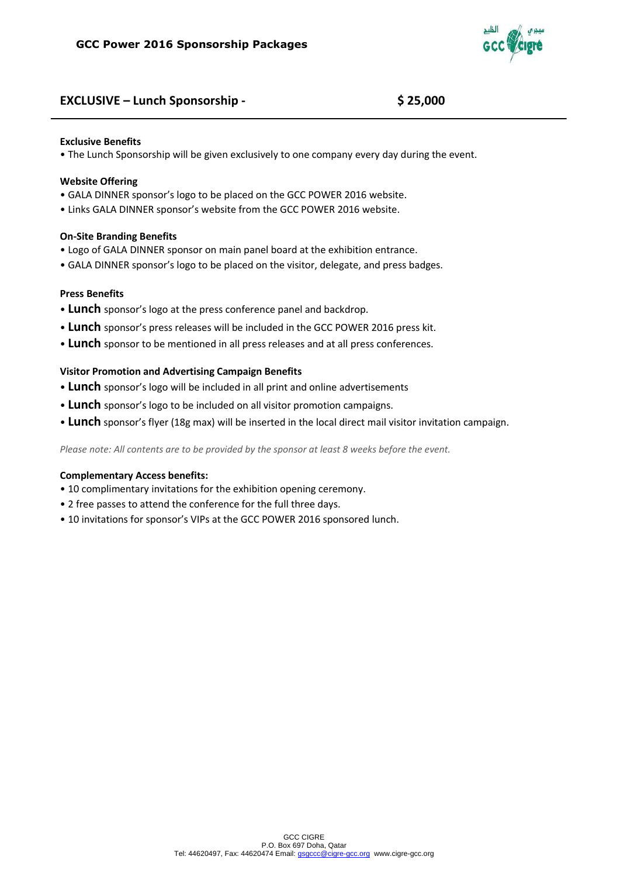## EXCLUSIVE – Lunch Sponsorship - $ 25,000

**Exclusive Benefits**

- The Lunch Sponsorship will be given exclusively to one company every day during the event.

**Website Offering**

- GALA DINNER sponsor's logo to be placed on the GCC POWER 2016 website.
- Links GALA DINNER sponsor's website from the GCC POWER 2016 website.

**On-Site Branding Benefits**

- Logo of GALA DINNER sponsor on main panel board at the exhibition entrance.
- GALA DINNER sponsor's logo to be placed on the visitor, delegate, and press badges.

**Press Benefits**

- **Lunch** sponsor's logo at the press conference panel and backdrop.
- **Lunch** sponsor's press releases will be included in the GCC POWER 2016 press kit.
- **Lunch** sponsor to be mentioned in all press releases and at all press conferences.

**Visitor Promotion and Advertising Campaign Benefits**

- **Lunch** sponsor's logo will be included in all print and online advertisements
- **Lunch** sponsor's logo to be included on all visitor promotion campaigns.
- **Lunch** sponsor's flyer (18g max) will be inserted in the local direct mail visitor invitation campaign.

*Please note: All contents are to be provided by the sponsor at least 8 weeks before the event.*

**Complementary Access benefits:**

- 10 complimentary invitations for the exhibition opening ceremony.
- 2 free passes to attend the conference for the full three days.
- 10 invitations for sponsor's VIPs at the GCC POWER 2016 sponsored lunch.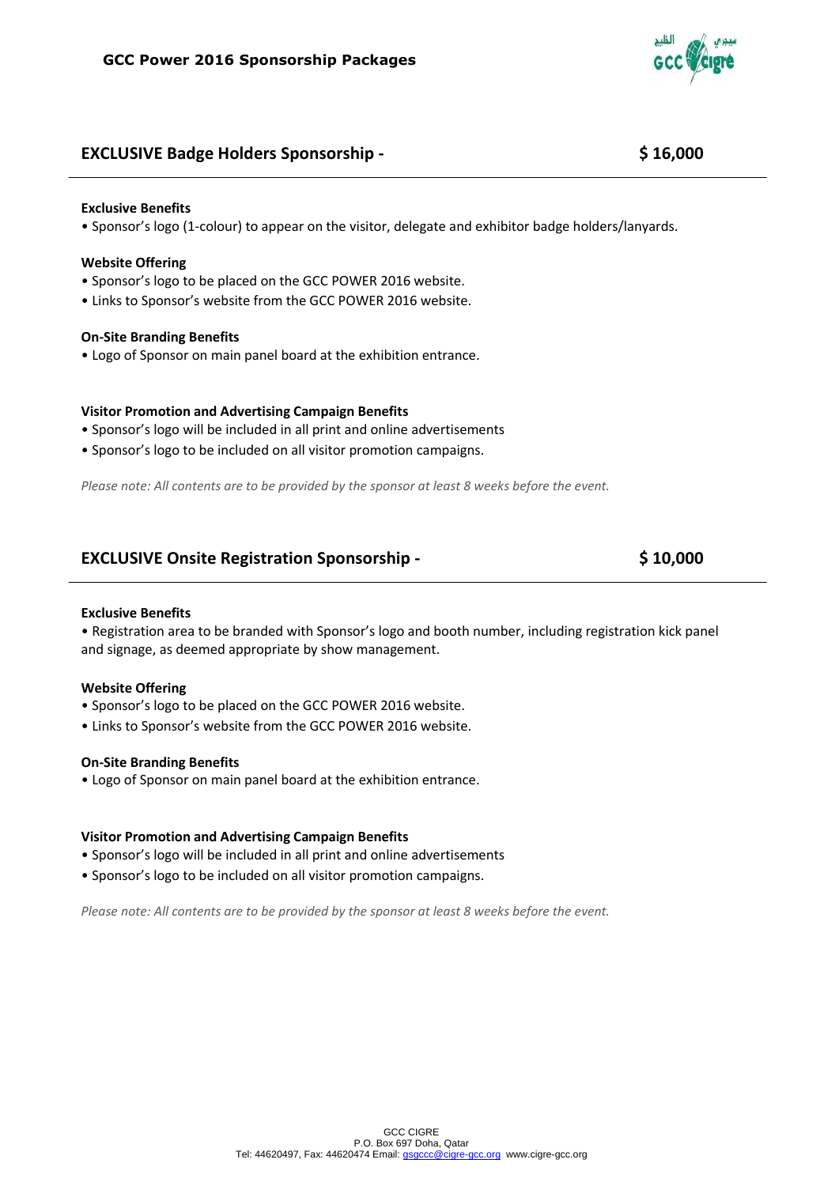## EXCLUSIVE Badge Holders Sponsorship - $ 16,000

**Exclusive Benefits**

• Sponsor's logo (1-colour) to appear on the visitor, delegate and exhibitor badge holders/lanyards.

**Website Offering**

• Sponsor's logo to be placed on the GCC POWER 2016 website.
• Links to Sponsor's website from the GCC POWER 2016 website.

**On-Site Branding Benefits**

• Logo of Sponsor on main panel board at the exhibition entrance.

**Visitor Promotion and Advertising Campaign Benefits**

• Sponsor's logo will be included in all print and online advertisements
• Sponsor's logo to be included on all visitor promotion campaigns.

*Please note: All contents are to be provided by the sponsor at least 8 weeks before the event.*

## EXCLUSIVE Onsite Registration Sponsorship - $ 10,000

**Exclusive Benefits**

• Registration area to be branded with Sponsor's logo and booth number, including registration kick panel and signage, as deemed appropriate by show management.

**Website Offering**

• Sponsor's logo to be placed on the GCC POWER 2016 website.
• Links to Sponsor's website from the GCC POWER 2016 website.

**On-Site Branding Benefits**

• Logo of Sponsor on main panel board at the exhibition entrance.

**Visitor Promotion and Advertising Campaign Benefits**

• Sponsor's logo will be included in all print and online advertisements
• Sponsor's logo to be included on all visitor promotion campaigns.

*Please note: All contents are to be provided by the sponsor at least 8 weeks before the event.*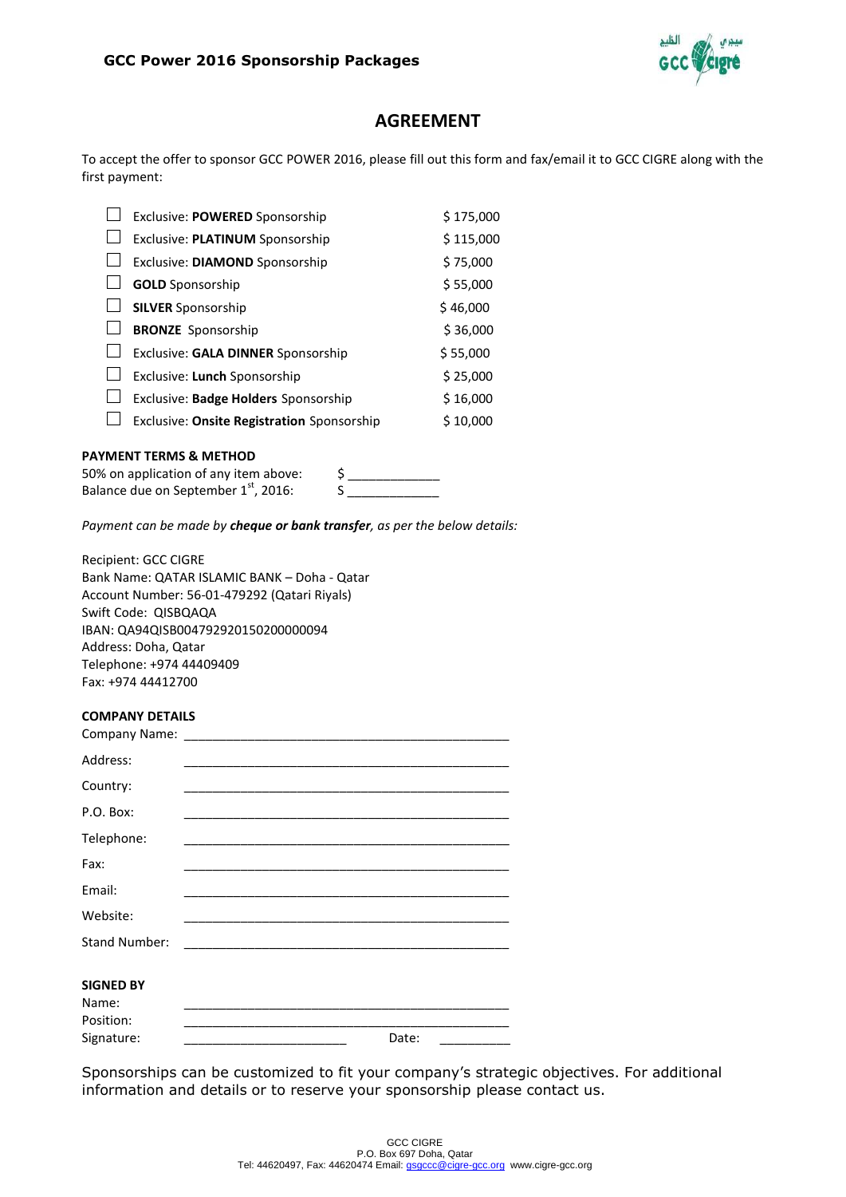## AGREEMENT

To accept the offer to sponsor GCC POWER 2016, please fill out this form and fax/email it to GCC CIGRE along with the first payment:

| | | |
|---|---|---|
| ☐ | Exclusive: **POWERED** Sponsorship | $ 175,000 |
| ☐ | Exclusive: **PLATINUM** Sponsorship | $ 115,000 |
| ☐ | Exclusive: **DIAMOND** Sponsorship | $ 75,000 |
| ☐ | **GOLD** Sponsorship | $ 55,000 |
| ☐ | **SILVER** Sponsorship | $ 46,000 |
| ☐ | **BRONZE** Sponsorship | $ 36,000 |
| ☐ | Exclusive: **GALA DINNER** Sponsorship | $ 55,000 |
| ☐ | Exclusive: **Lunch** Sponsorship | $ 25,000 |
| ☐ | Exclusive: **Badge Holders** Sponsorship | $ 16,000 |
| ☐ | Exclusive: **Onsite Registration** Sponsorship | $ 10,000 |

**PAYMENT TERMS & METHOD**

50% on application of any item above: $ ____________

Balance due on September 1st, 2016: $ ____________

*Payment can be made by **cheque or bank transfer**, as per the below details:*

Recipient: GCC CIGRE
Bank Name: QATAR ISLAMIC BANK – Doha - Qatar
Account Number: 56-01-479292 (Qatari Riyals)
Swift Code: QISBQAQA
IBAN: QA94QISB004792920150200000094
Address: Doha, Qatar
Telephone: +974 44409409
Fax: +974 44412700

**COMPANY DETAILS**

Company Name: ____________________________________________

Address: ____________________________________________

Country: ____________________________________________

P.O. Box: ____________________________________________

Telephone: ____________________________________________

Fax: ____________________________________________

Email: ____________________________________________

Website: ____________________________________________

Stand Number: ____________________________________________

**SIGNED BY**

Name: ____________________________________________

Position: ____________________________________________

Signature: ______________________ Date: __________

Sponsorships can be customized to fit your company's strategic objectives. For additional information and details or to reserve your sponsorship please contact us.

GCC CIGRE
P.O. Box 697 Doha, Qatar
Tel: 44620497, Fax: 44620474 Email: gsgccc@cigre-gcc.org www.cigre-gcc.org